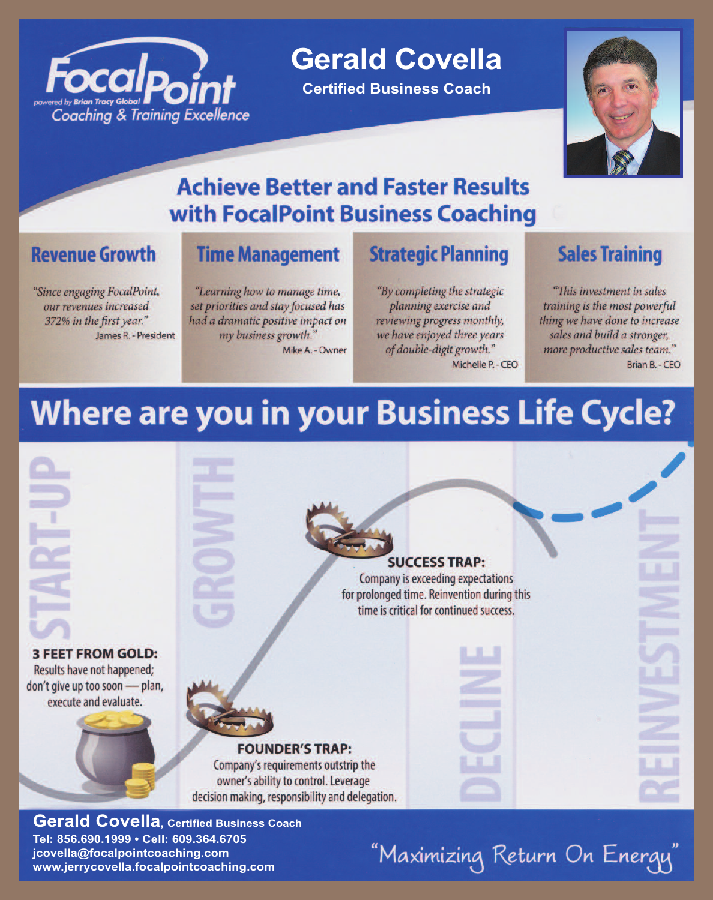FocalPoint
powered by Brian Tracy Global
Coaching & Training Excellence

# Gerald Covella

**Certified Business Coach**

## Achieve Better and Faster Results with FocalPoint Business Coaching

### Revenue Growth

*"Since engaging FocalPoint, our revenues increased 372% in the first year."*
James R. - President

### Time Management

*"Learning how to manage time, set priorities and stay focused has had a dramatic positive impact on my business growth."*
Mike A. - Owner

### Strategic Planning

*"By completing the strategic planning exercise and reviewing progress monthly, we have enjoyed three years of double-digit growth."*
Michelle P. - CEO

### Sales Training

*"This investment in sales training is the most powerful thing we have done to increase sales and build a stronger, more productive sales team."*
Brian B. - CEO

## Where are you in your Business Life Cycle?

START-UP

GROWTH

DECLINE

REINVESTMENT

**3 FEET FROM GOLD:**
Results have not happened; don't give up too soon — plan, execute and evaluate.

**FOUNDER'S TRAP:**
Company's requirements outstrip the owner's ability to control. Leverage decision making, responsibility and delegation.

**SUCCESS TRAP:**
Company is exceeding expectations for prolonged time. Reinvention during this time is critical for continued success.

**Gerald Covella**, Certified Business Coach
Tel: 856.690.1999 • Cell: 609.364.6705
jcovella@focalpointcoaching.com
www.jerrycovella.focalpointcoaching.com

"Maximizing Return On Energy"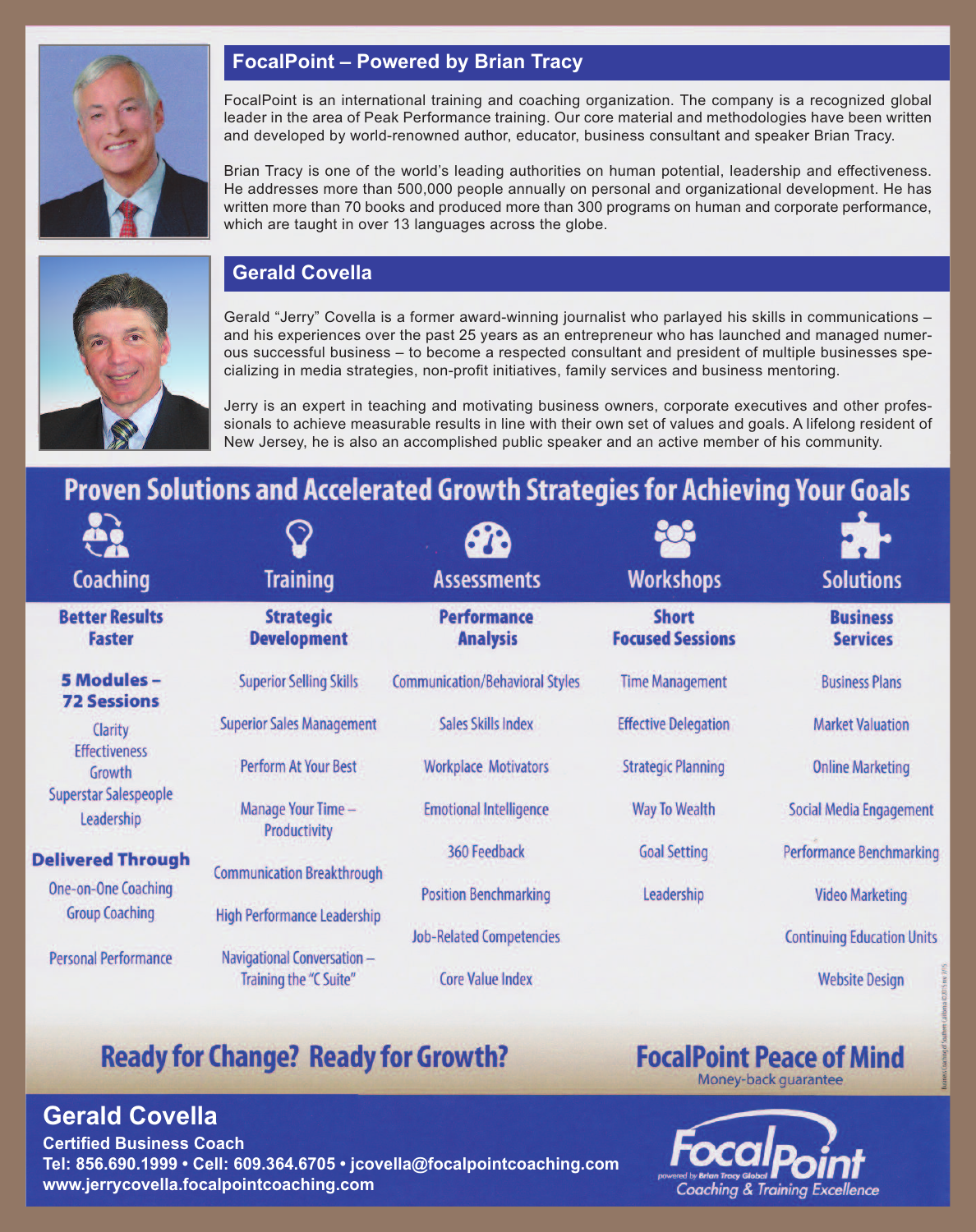## FocalPoint – Powered by Brian Tracy

FocalPoint is an international training and coaching organization. The company is a recognized global leader in the area of Peak Performance training. Our core material and methodologies have been written and developed by world-renowned author, educator, business consultant and speaker Brian Tracy.

Brian Tracy is one of the world's leading authorities on human potential, leadership and effectiveness. He addresses more than 500,000 people annually on personal and organizational development. He has written more than 70 books and produced more than 300 programs on human and corporate performance, which are taught in over 13 languages across the globe.

## Gerald Covella

Gerald "Jerry" Covella is a former award-winning journalist who parlayed his skills in communications – and his experiences over the past 25 years as an entrepreneur who has launched and managed numerous successful business – to become a respected consultant and president of multiple businesses specializing in media strategies, non-profit initiatives, family services and business mentoring.

Jerry is an expert in teaching and motivating business owners, corporate executives and other professionals to achieve measurable results in line with their own set of values and goals. A lifelong resident of New Jersey, he is also an accomplished public speaker and an active member of his community.

## Proven Solutions and Accelerated Growth Strategies for Achieving Your Goals

### Coaching

**Better Results Faster**

**5 Modules – 72 Sessions**

- Clarity
- Effectiveness
- Growth
- Superstar Salespeople
- Leadership

**Delivered Through**

- One-on-One Coaching
- Group Coaching
- Personal Performance

### Training

**Strategic Development**

- Superior Selling Skills
- Superior Sales Management
- Perform At Your Best
- Manage Your Time – Productivity
- Communication Breakthrough
- High Performance Leadership
- Navigational Conversation – Training the "C Suite"

### Assessments

**Performance Analysis**

- Communication/Behavioral Styles
- Sales Skills Index
- Workplace Motivators
- Emotional Intelligence
- 360 Feedback
- Position Benchmarking
- Job-Related Competencies
- Core Value Index

### Workshops

**Short Focused Sessions**

- Time Management
- Effective Delegation
- Strategic Planning
- Way To Wealth
- Goal Setting
- Leadership

### Solutions

**Business Services**

- Business Plans
- Market Valuation
- Online Marketing
- Social Media Engagement
- Performance Benchmarking
- Video Marketing
- Continuing Education Units
- Website Design

## Ready for Change? Ready for Growth?

**FocalPoint Peace of Mind**
Money-back guarantee

## Gerald Covella

**Certified Business Coach**
**Tel: 856.690.1999 • Cell: 609.364.6705 • jcovella@focalpointcoaching.com**
**www.jerrycovella.focalpointcoaching.com**

FocalPoint
powered by Brian Tracy Global
Coaching & Training Excellence